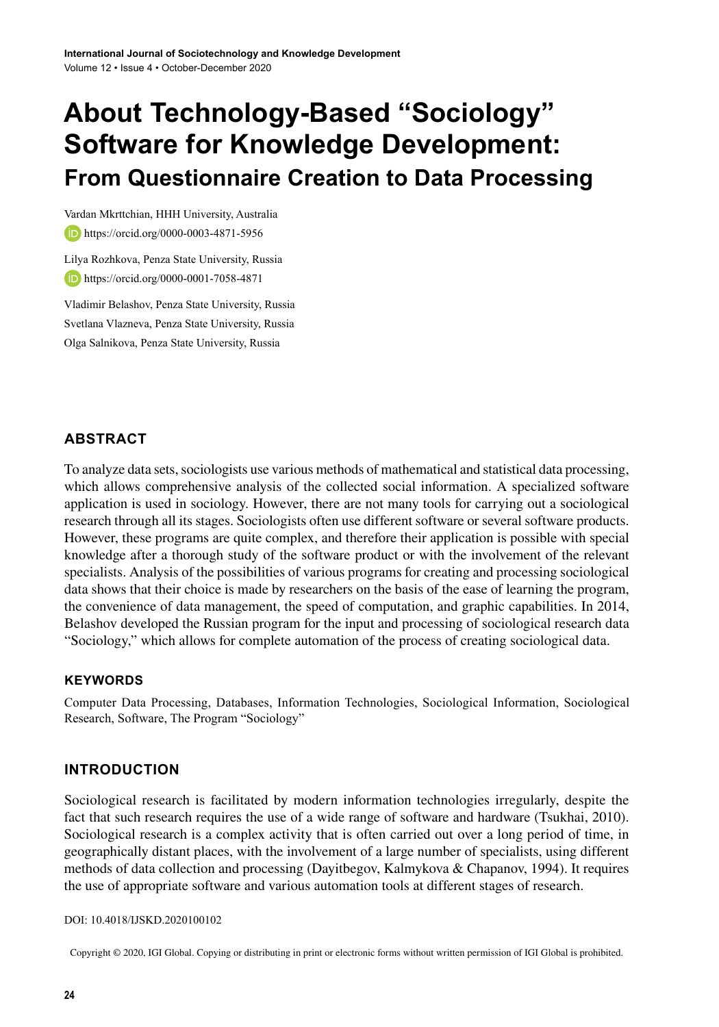# About Technology-Based "Sociology" Software for Knowledge Development:
## From Questionnaire Creation to Data Processing

Vardan Mkrttchian, HHH University, Australia

https://orcid.org/0000-0003-4871-5956

Lilya Rozhkova, Penza State University, Russia

https://orcid.org/0000-0001-7058-4871

Vladimir Belashov, Penza State University, Russia

Svetlana Vlazneva, Penza State University, Russia

Olga Salnikova, Penza State University, Russia

## ABSTRACT

To analyze data sets, sociologists use various methods of mathematical and statistical data processing, which allows comprehensive analysis of the collected social information. A specialized software application is used in sociology. However, there are not many tools for carrying out a sociological research through all its stages. Sociologists often use different software or several software products. However, these programs are quite complex, and therefore their application is possible with special knowledge after a thorough study of the software product or with the involvement of the relevant specialists. Analysis of the possibilities of various programs for creating and processing sociological data shows that their choice is made by researchers on the basis of the ease of learning the program, the convenience of data management, the speed of computation, and graphic capabilities. In 2014, Belashov developed the Russian program for the input and processing of sociological research data "Sociology," which allows for complete automation of the process of creating sociological data.

### KEYWORDS

Computer Data Processing, Databases, Information Technologies, Sociological Information, Sociological Research, Software, The Program "Sociology"

## INTRODUCTION

Sociological research is facilitated by modern information technologies irregularly, despite the fact that such research requires the use of a wide range of software and hardware (Tsukhai, 2010). Sociological research is a complex activity that is often carried out over a long period of time, in geographically distant places, with the involvement of a large number of specialists, using different methods of data collection and processing (Dayitbegov, Kalmykova & Chapanov, 1994). It requires the use of appropriate software and various automation tools at different stages of research.

DOI: 10.4018/IJSKD.2020100102

Copyright © 2020, IGI Global. Copying or distributing in print or electronic forms without written permission of IGI Global is prohibited.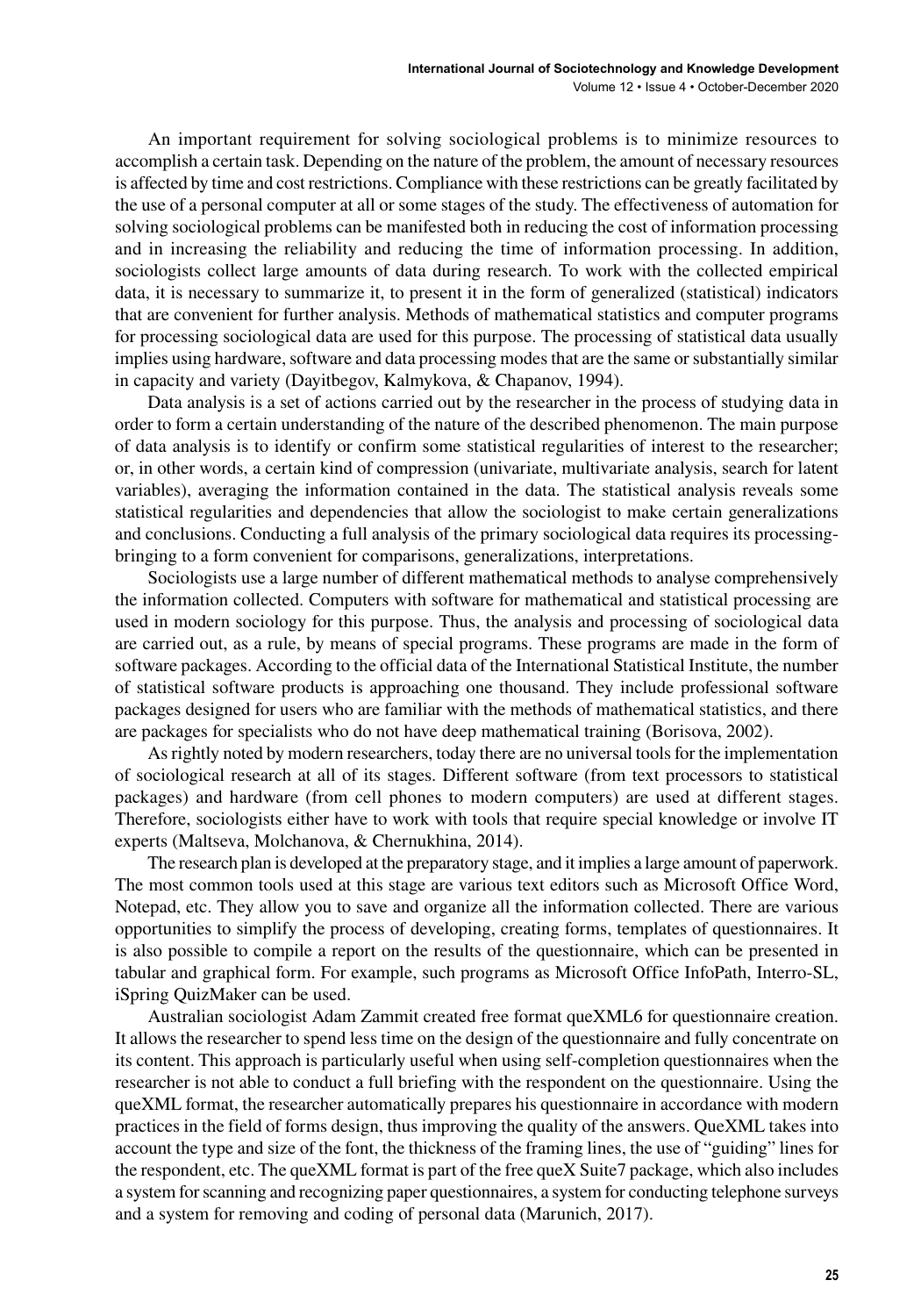An important requirement for solving sociological problems is to minimize resources to accomplish a certain task. Depending on the nature of the problem, the amount of necessary resources is affected by time and cost restrictions. Compliance with these restrictions can be greatly facilitated by the use of a personal computer at all or some stages of the study. The effectiveness of automation for solving sociological problems can be manifested both in reducing the cost of information processing and in increasing the reliability and reducing the time of information processing. In addition, sociologists collect large amounts of data during research. To work with the collected empirical data, it is necessary to summarize it, to present it in the form of generalized (statistical) indicators that are convenient for further analysis. Methods of mathematical statistics and computer programs for processing sociological data are used for this purpose. The processing of statistical data usually implies using hardware, software and data processing modes that are the same or substantially similar in capacity and variety (Dayitbegov, Kalmykova, & Chapanov, 1994).

Data analysis is a set of actions carried out by the researcher in the process of studying data in order to form a certain understanding of the nature of the described phenomenon. The main purpose of data analysis is to identify or confirm some statistical regularities of interest to the researcher; or, in other words, a certain kind of compression (univariate, multivariate analysis, search for latent variables), averaging the information contained in the data. The statistical analysis reveals some statistical regularities and dependencies that allow the sociologist to make certain generalizations and conclusions. Conducting a full analysis of the primary sociological data requires its processing-bringing to a form convenient for comparisons, generalizations, interpretations.

Sociologists use a large number of different mathematical methods to analyse comprehensively the information collected. Computers with software for mathematical and statistical processing are used in modern sociology for this purpose. Thus, the analysis and processing of sociological data are carried out, as a rule, by means of special programs. These programs are made in the form of software packages. According to the official data of the International Statistical Institute, the number of statistical software products is approaching one thousand. They include professional software packages designed for users who are familiar with the methods of mathematical statistics, and there are packages for specialists who do not have deep mathematical training (Borisova, 2002).

As rightly noted by modern researchers, today there are no universal tools for the implementation of sociological research at all of its stages. Different software (from text processors to statistical packages) and hardware (from cell phones to modern computers) are used at different stages. Therefore, sociologists either have to work with tools that require special knowledge or involve IT experts (Maltseva, Molchanova, & Chernukhina, 2014).

The research plan is developed at the preparatory stage, and it implies a large amount of paperwork. The most common tools used at this stage are various text editors such as Microsoft Office Word, Notepad, etc. They allow you to save and organize all the information collected. There are various opportunities to simplify the process of developing, creating forms, templates of questionnaires. It is also possible to compile a report on the results of the questionnaire, which can be presented in tabular and graphical form. For example, such programs as Microsoft Office InfoPath, Interro-SL, iSpring QuizMaker can be used.

Australian sociologist Adam Zammit created free format queXML6 for questionnaire creation. It allows the researcher to spend less time on the design of the questionnaire and fully concentrate on its content. This approach is particularly useful when using self-completion questionnaires when the researcher is not able to conduct a full briefing with the respondent on the questionnaire. Using the queXML format, the researcher automatically prepares his questionnaire in accordance with modern practices in the field of forms design, thus improving the quality of the answers. QueXML takes into account the type and size of the font, the thickness of the framing lines, the use of "guiding" lines for the respondent, etc. The queXML format is part of the free queX Suite7 package, which also includes a system for scanning and recognizing paper questionnaires, a system for conducting telephone surveys and a system for removing and coding of personal data (Marunich, 2017).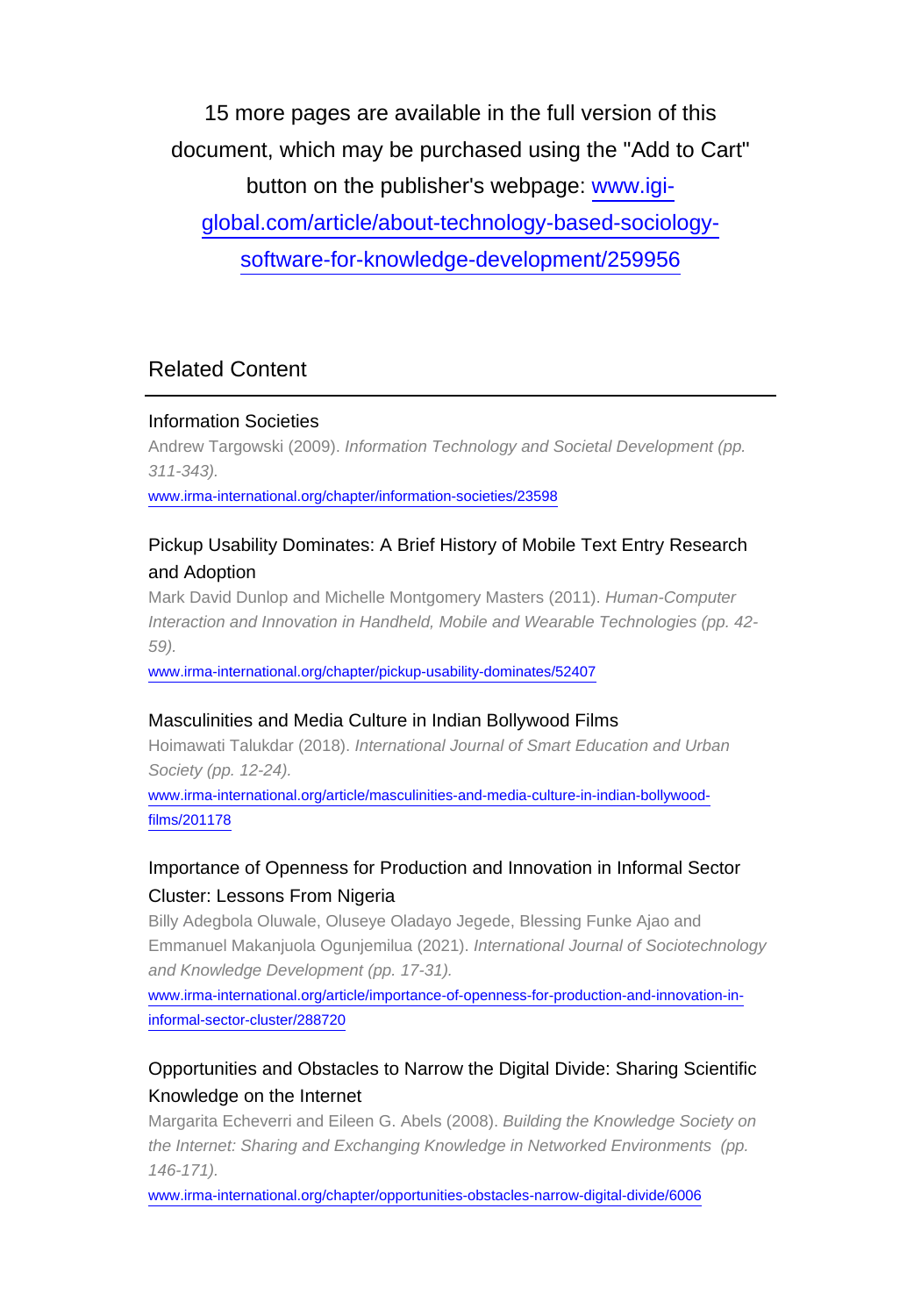15 more pages are available in the full version of this document, which may be purchased using the "Add to Cart" button on the publisher's webpage: www.igi-global.com/article/about-technology-based-sociology-software-for-knowledge-development/259956

## Related Content

### Information Societies

Andrew Targowski (2009). *Information Technology and Societal Development (pp. 311-343).*

www.irma-international.org/chapter/information-societies/23598

### Pickup Usability Dominates: A Brief History of Mobile Text Entry Research and Adoption

Mark David Dunlop and Michelle Montgomery Masters (2011). *Human-Computer Interaction and Innovation in Handheld, Mobile and Wearable Technologies (pp. 42-59).*

www.irma-international.org/chapter/pickup-usability-dominates/52407

### Masculinities and Media Culture in Indian Bollywood Films

Hoimawati Talukdar (2018). *International Journal of Smart Education and Urban Society (pp. 12-24).*

www.irma-international.org/article/masculinities-and-media-culture-in-indian-bollywood-films/201178

### Importance of Openness for Production and Innovation in Informal Sector Cluster: Lessons From Nigeria

Billy Adegbola Oluwale, Oluseye Oladayo Jegede, Blessing Funke Ajao and Emmanuel Makanjuola Ogunjemilua (2021). *International Journal of Sociotechnology and Knowledge Development (pp. 17-31).*

www.irma-international.org/article/importance-of-openness-for-production-and-innovation-in-informal-sector-cluster/288720

### Opportunities and Obstacles to Narrow the Digital Divide: Sharing Scientific Knowledge on the Internet

Margarita Echeverri and Eileen G. Abels (2008). *Building the Knowledge Society on the Internet: Sharing and Exchanging Knowledge in Networked Environments (pp. 146-171).*

www.irma-international.org/chapter/opportunities-obstacles-narrow-digital-divide/6006